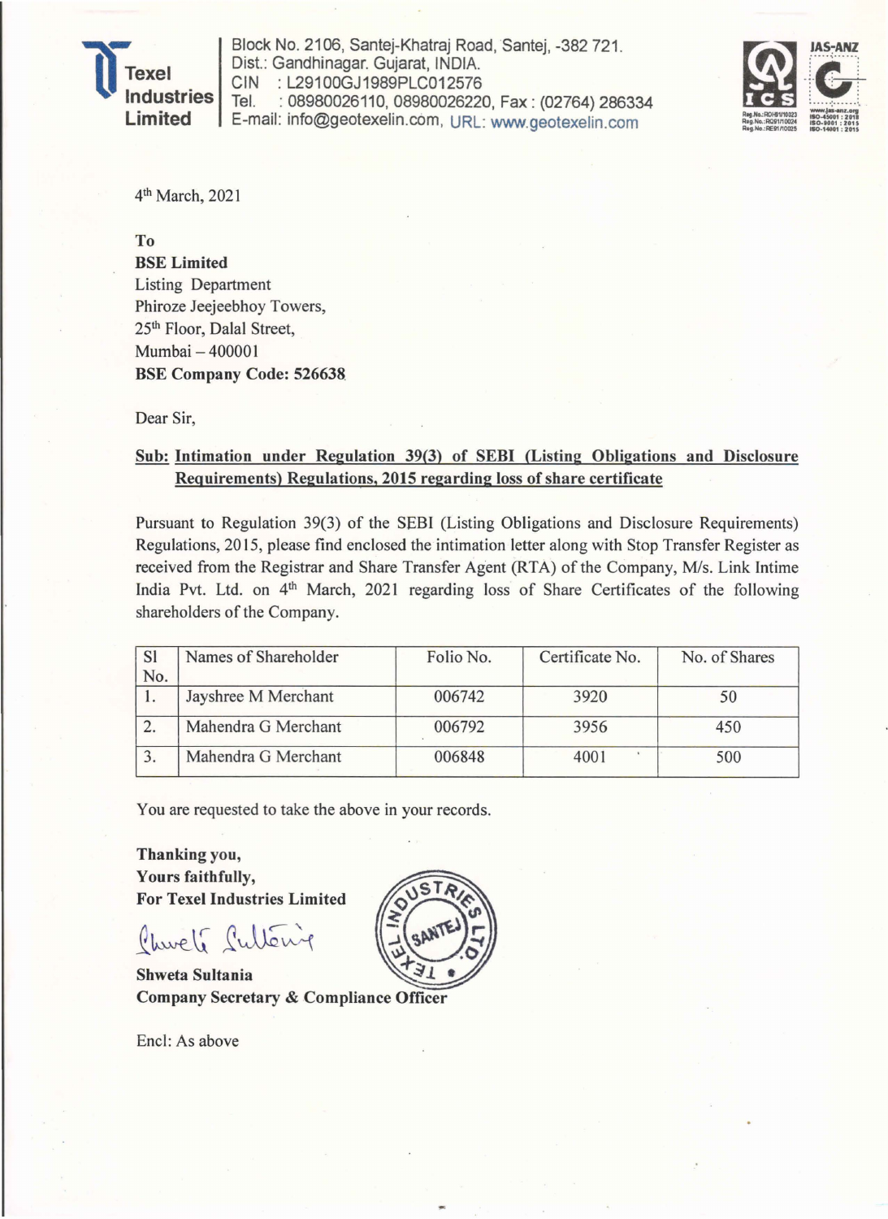**Texel Industries Limited**

Block No. 2106, Santej-Khatraj Road, Santej, -382 721.
Dist.: Gandhinagar. Gujarat, INDIA.
CIN : L29100GJ1989PLC012576
Tel. : 08980026110, 08980026220, Fax : (02764) 286334
E-mail: info@geotexelin.com, URL: www.geotexelin.com

4th March, 2021

To
**BSE Limited**
Listing Department
Phiroze Jeejeebhoy Towers,
25th Floor, Dalal Street,
Mumbai – 400001
**BSE Company Code: 526638**

Dear Sir,

**Sub: Intimation under Regulation 39(3) of SEBI (Listing Obligations and Disclosure Requirements) Regulations, 2015 regarding loss of share certificate**

Pursuant to Regulation 39(3) of the SEBI (Listing Obligations and Disclosure Requirements) Regulations, 2015, please find enclosed the intimation letter along with Stop Transfer Register as received from the Registrar and Share Transfer Agent (RTA) of the Company, M/s. Link Intime India Pvt. Ltd. on 4th March, 2021 regarding loss of Share Certificates of the following shareholders of the Company.

| Sl No. | Names of Shareholder | Folio No. | Certificate No. | No. of Shares |
|---|---|---|---|---|
| 1. | Jayshree M Merchant | 006742 | 3920 | 50 |
| 2. | Mahendra G Merchant | 006792 | 3956 | 450 |
| 3. | Mahendra G Merchant | 006848 | 4001 | 500 |

You are requested to take the above in your records.

**Thanking you,**
**Yours faithfully,**
**For Texel Industries Limited**

**Shweta Sultania**
**Company Secretary & Compliance Officer**

Encl: As above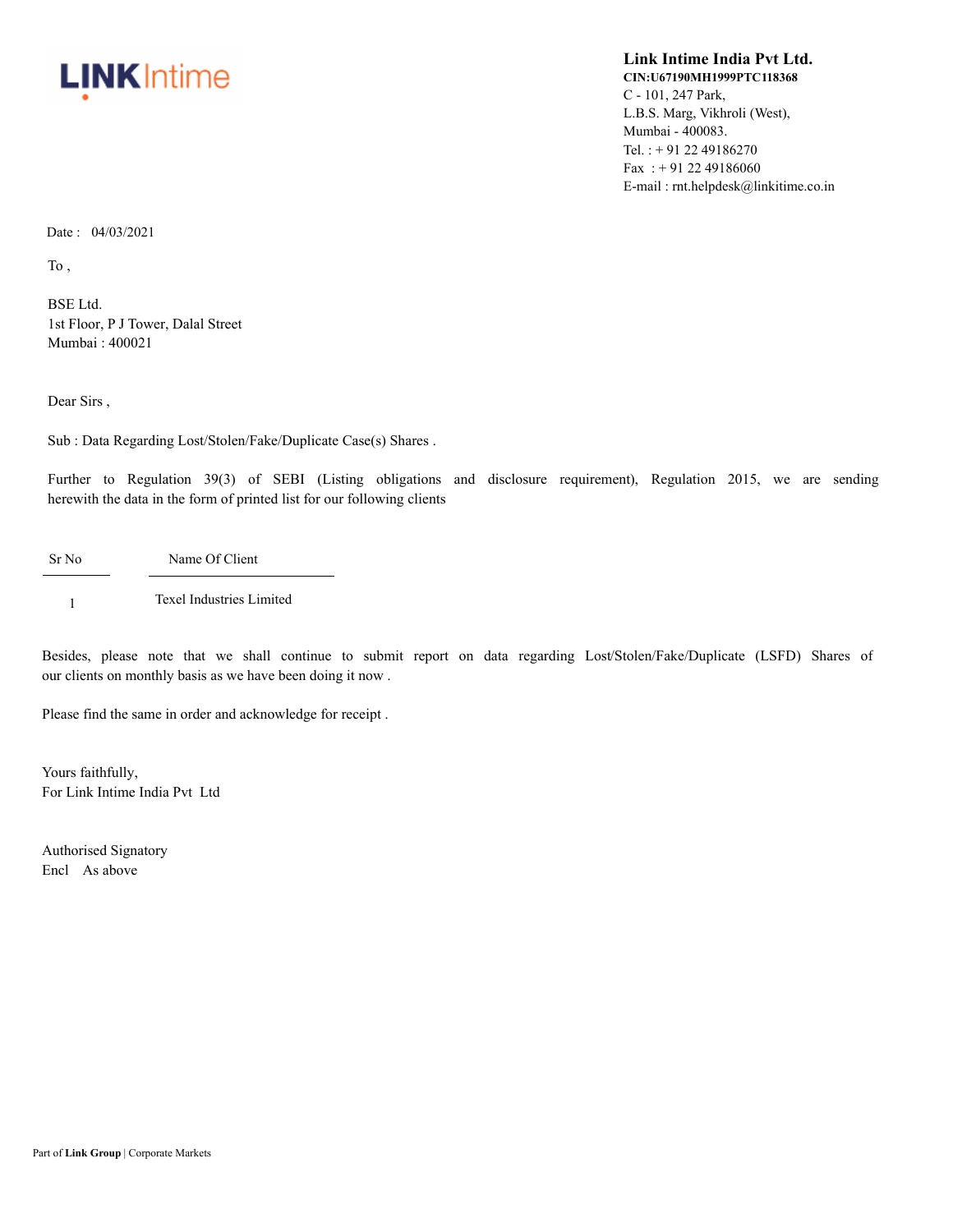LINK Intime

**Link Intime India Pvt Ltd.**
**CIN:U67190MH1999PTC118368**
C - 101, 247 Park,
L.B.S. Marg, Vikhroli (West),
Mumbai - 400083.
Tel. : + 91 22 49186270
Fax : + 91 22 49186060
E-mail : rnt.helpdesk@linkitime.co.in

Date : 04/03/2021

To ,

BSE Ltd.
1st Floor, P J Tower, Dalal Street
Mumbai : 400021

Dear Sirs ,

Sub : Data Regarding Lost/Stolen/Fake/Duplicate Case(s) Shares .

Further to Regulation 39(3) of SEBI (Listing obligations and disclosure requirement), Regulation 2015, we are sending herewith the data in the form of printed list for our following clients

| Sr No | Name Of Client |
|---|---|
| 1 | Texel Industries Limited |

Besides, please note that we shall continue to submit report on data regarding Lost/Stolen/Fake/Duplicate (LSFD) Shares of our clients on monthly basis as we have been doing it now .

Please find the same in order and acknowledge for receipt .

Yours faithfully,
For Link Intime India Pvt Ltd

Authorised Signatory
Encl As above

Part of **Link Group** | Corporate Markets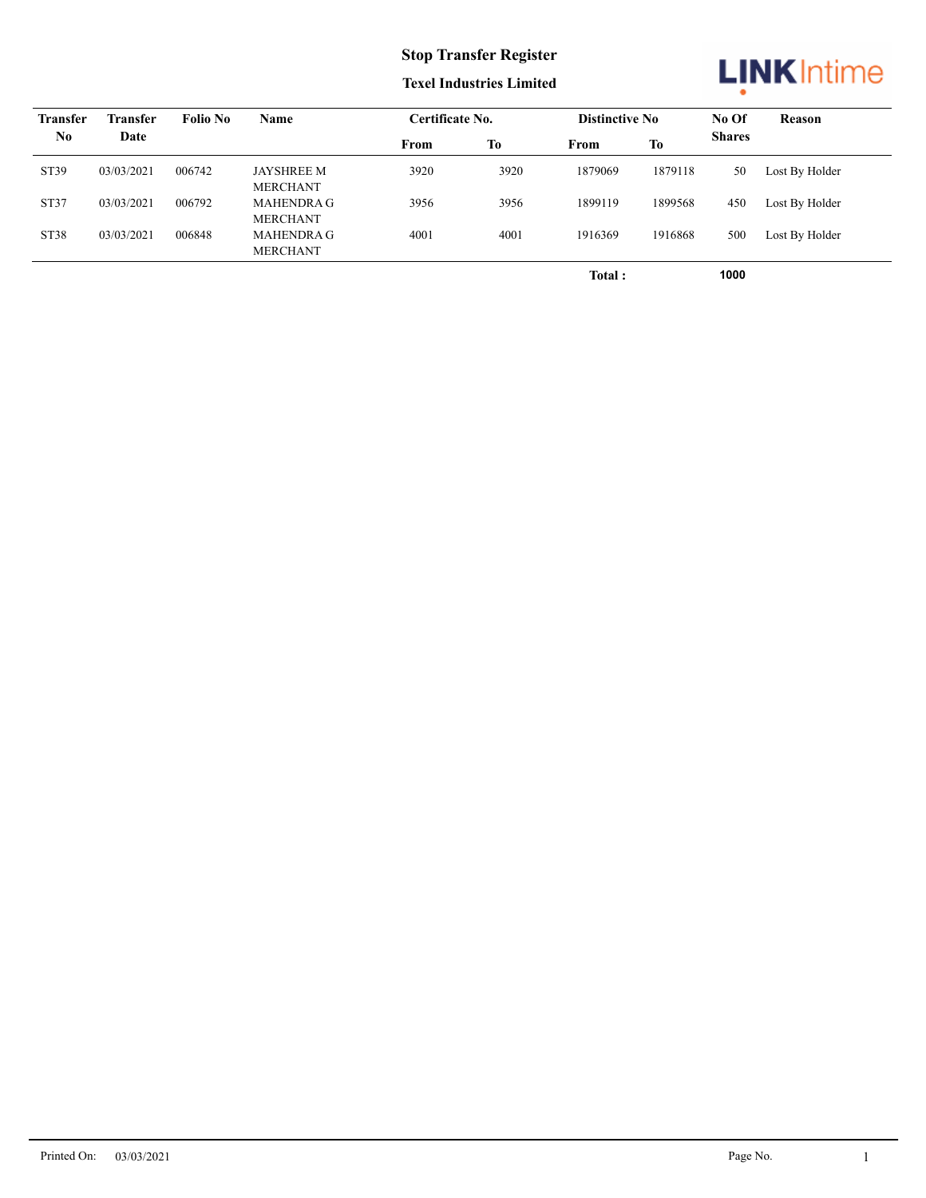# Stop Transfer Register

## Texel Industries Limited

| Transfer No | Transfer Date | Folio No | Name | Certificate No. From | Certificate No. To | Distinctive No From | Distinctive No To | No Of Shares | Reason |
|---|---|---|---|---|---|---|---|---|---|
| ST39 | 03/03/2021 | 006742 | JAYSHREE M MERCHANT | 3920 | 3920 | 1879069 | 1879118 | 50 | Lost By Holder |
| ST37 | 03/03/2021 | 006792 | MAHENDRA G MERCHANT | 3956 | 3956 | 1899119 | 1899568 | 450 | Lost By Holder |
| ST38 | 03/03/2021 | 006848 | MAHENDRA G MERCHANT | 4001 | 4001 | 1916369 | 1916868 | 500 | Lost By Holder |
| | | | | | | Total : | | 1000 | |

Printed On: 03/03/2021